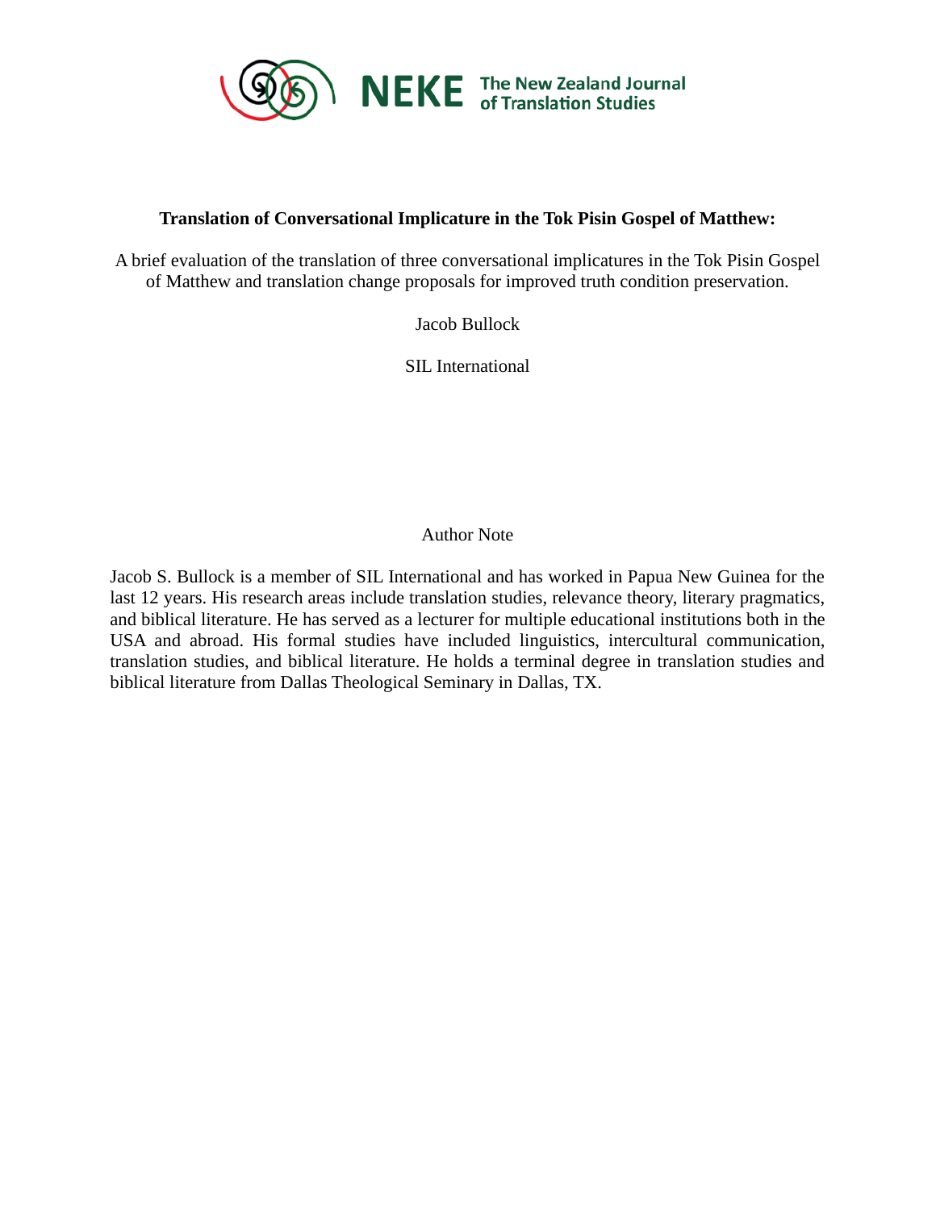NEKE The New Zealand Journal of Translation Studies

# Translation of Conversational Implicature in the Tok Pisin Gospel of Matthew:

A brief evaluation of the translation of three conversational implicatures in the Tok Pisin Gospel of Matthew and translation change proposals for improved truth condition preservation.

Jacob Bullock

SIL International

## Author Note

Jacob S. Bullock is a member of SIL International and has worked in Papua New Guinea for the last 12 years. His research areas include translation studies, relevance theory, literary pragmatics, and biblical literature. He has served as a lecturer for multiple educational institutions both in the USA and abroad. His formal studies have included linguistics, intercultural communication, translation studies, and biblical literature. He holds a terminal degree in translation studies and biblical literature from Dallas Theological Seminary in Dallas, TX.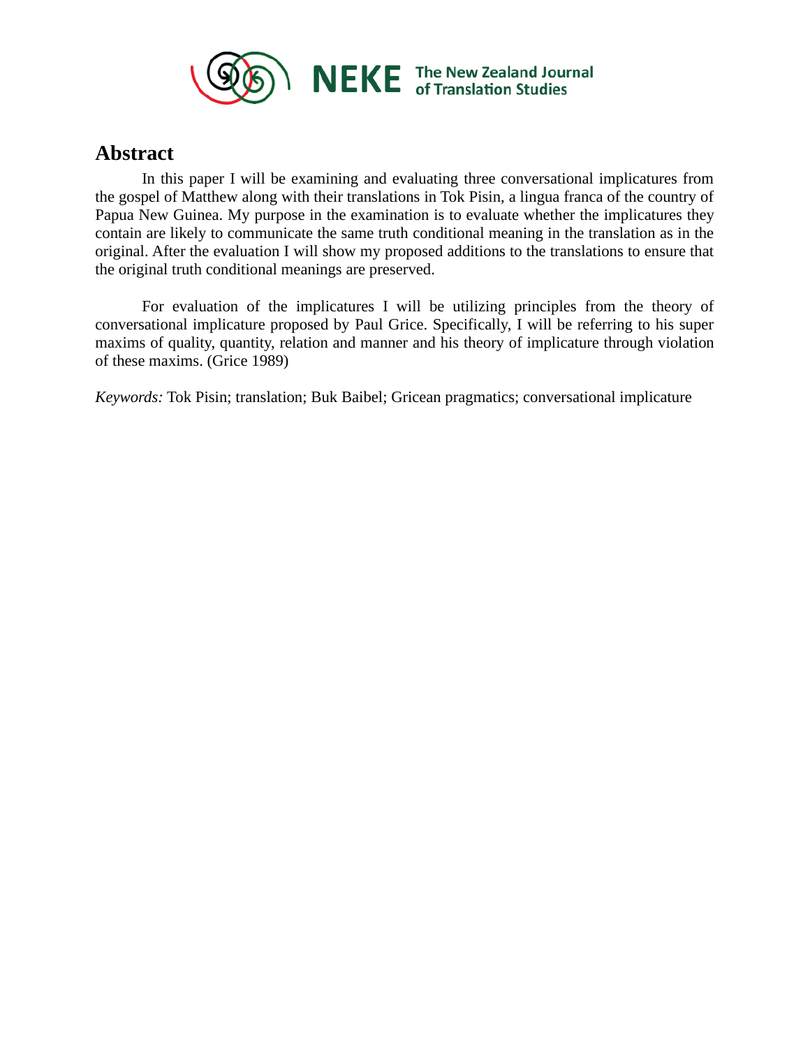## Abstract

In this paper I will be examining and evaluating three conversational implicatures from the gospel of Matthew along with their translations in Tok Pisin, a lingua franca of the country of Papua New Guinea. My purpose in the examination is to evaluate whether the implicatures they contain are likely to communicate the same truth conditional meaning in the translation as in the original. After the evaluation I will show my proposed additions to the translations to ensure that the original truth conditional meanings are preserved.

For evaluation of the implicatures I will be utilizing principles from the theory of conversational implicature proposed by Paul Grice. Specifically, I will be referring to his super maxims of quality, quantity, relation and manner and his theory of implicature through violation of these maxims. (Grice 1989)

*Keywords:* Tok Pisin; translation; Buk Baibel; Gricean pragmatics; conversational implicature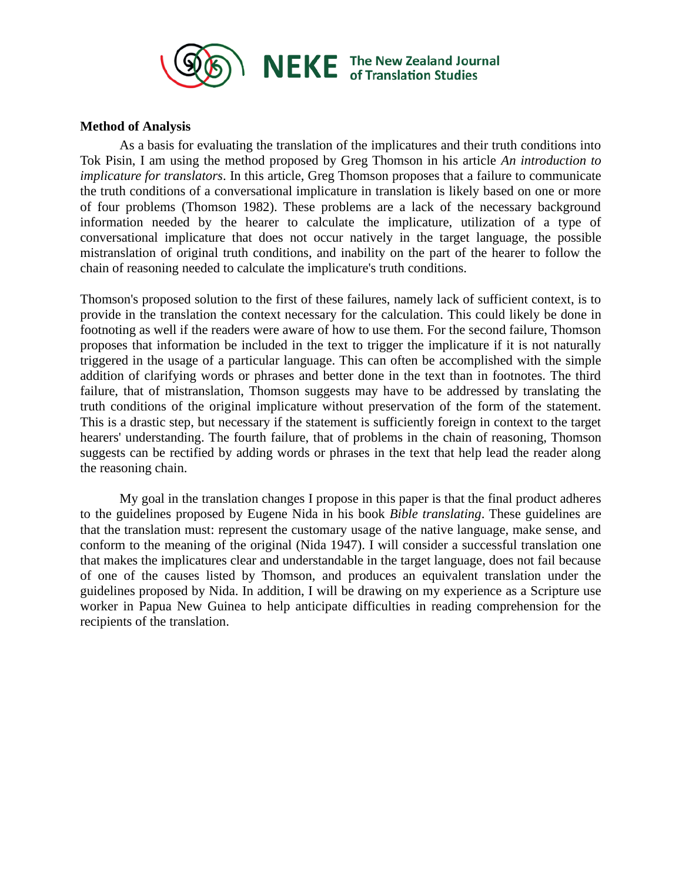**Method of Analysis**

As a basis for evaluating the translation of the implicatures and their truth conditions into Tok Pisin, I am using the method proposed by Greg Thomson in his article *An introduction to implicature for translators*. In this article, Greg Thomson proposes that a failure to communicate the truth conditions of a conversational implicature in translation is likely based on one or more of four problems (Thomson 1982). These problems are a lack of the necessary background information needed by the hearer to calculate the implicature, utilization of a type of conversational implicature that does not occur natively in the target language, the possible mistranslation of original truth conditions, and inability on the part of the hearer to follow the chain of reasoning needed to calculate the implicature's truth conditions.

Thomson's proposed solution to the first of these failures, namely lack of sufficient context, is to provide in the translation the context necessary for the calculation. This could likely be done in footnoting as well if the readers were aware of how to use them. For the second failure, Thomson proposes that information be included in the text to trigger the implicature if it is not naturally triggered in the usage of a particular language. This can often be accomplished with the simple addition of clarifying words or phrases and better done in the text than in footnotes. The third failure, that of mistranslation, Thomson suggests may have to be addressed by translating the truth conditions of the original implicature without preservation of the form of the statement. This is a drastic step, but necessary if the statement is sufficiently foreign in context to the target hearers' understanding. The fourth failure, that of problems in the chain of reasoning, Thomson suggests can be rectified by adding words or phrases in the text that help lead the reader along the reasoning chain.

My goal in the translation changes I propose in this paper is that the final product adheres to the guidelines proposed by Eugene Nida in his book *Bible translating*. These guidelines are that the translation must: represent the customary usage of the native language, make sense, and conform to the meaning of the original (Nida 1947). I will consider a successful translation one that makes the implicatures clear and understandable in the target language, does not fail because of one of the causes listed by Thomson, and produces an equivalent translation under the guidelines proposed by Nida. In addition, I will be drawing on my experience as a Scripture use worker in Papua New Guinea to help anticipate difficulties in reading comprehension for the recipients of the translation.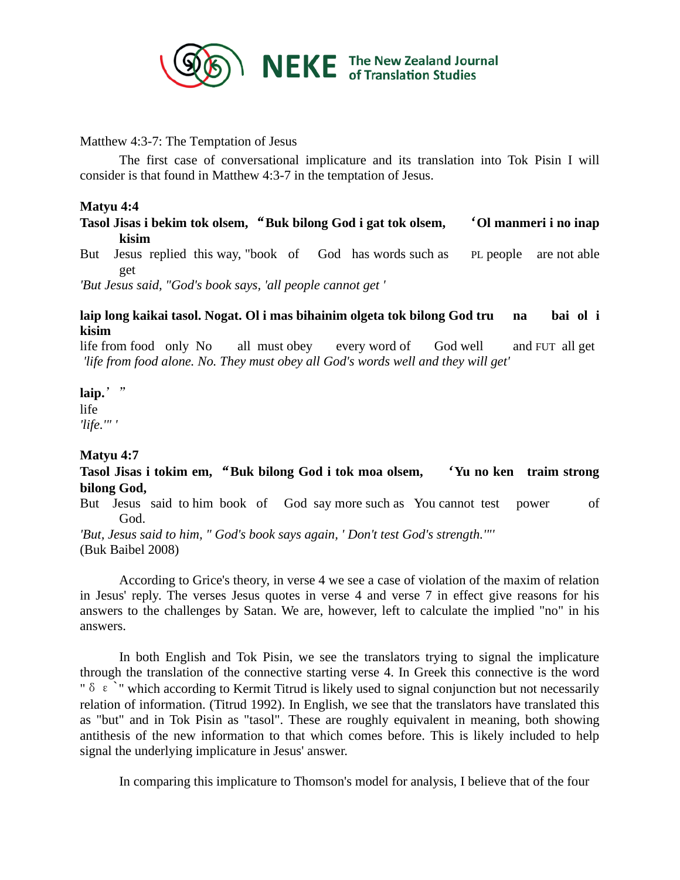Matthew 4:3-7: The Temptation of Jesus

The first case of conversational implicature and its translation into Tok Pisin I will consider is that found in Matthew 4:3-7 in the temptation of Jesus.

**Matyu 4:4**

**Tasol Jisas i bekim tok olsem, "Buk bilong God i gat tok olsem, 'Ol manmeri i no inap kisim**
But Jesus replied this way, "book of God has words such as PL people are not able get
*'But Jesus said, "God's book says, 'all people cannot get '*

**laip long kaikai tasol. Nogat. Ol i mas bihainim olgeta tok bilong God tru na bai ol i kisim**
life from food only No all must obey every word of God well and FUT all get
*'life from food alone. No. They must obey all God's words well and they will get'*

**laip.' "**
life
*'life.'" '*

**Matyu 4:7**

**Tasol Jisas i tokim em, "Buk bilong God i tok moa olsem, 'Yu no ken traim strong bilong God,**
But Jesus said to him book of God say more such as You cannot test power of God.
*'But, Jesus said to him, " God's book says again, ' Don't test God's strength."''*
(Buk Baibel 2008)

According to Grice's theory, in verse 4 we see a case of violation of the maxim of relation in Jesus' reply. The verses Jesus quotes in verse 4 and verse 7 in effect give reasons for his answers to the challenges by Satan. We are, however, left to calculate the implied "no" in his answers.

In both English and Tok Pisin, we see the translators trying to signal the implicature through the translation of the connective starting verse 4. In Greek this connective is the word "δὲ" which according to Kermit Titrud is likely used to signal conjunction but not necessarily relation of information. (Titrud 1992). In English, we see that the translators have translated this as "but" and in Tok Pisin as "tasol". These are roughly equivalent in meaning, both showing antithesis of the new information to that which comes before. This is likely included to help signal the underlying implicature in Jesus' answer.

In comparing this implicature to Thomson's model for analysis, I believe that of the four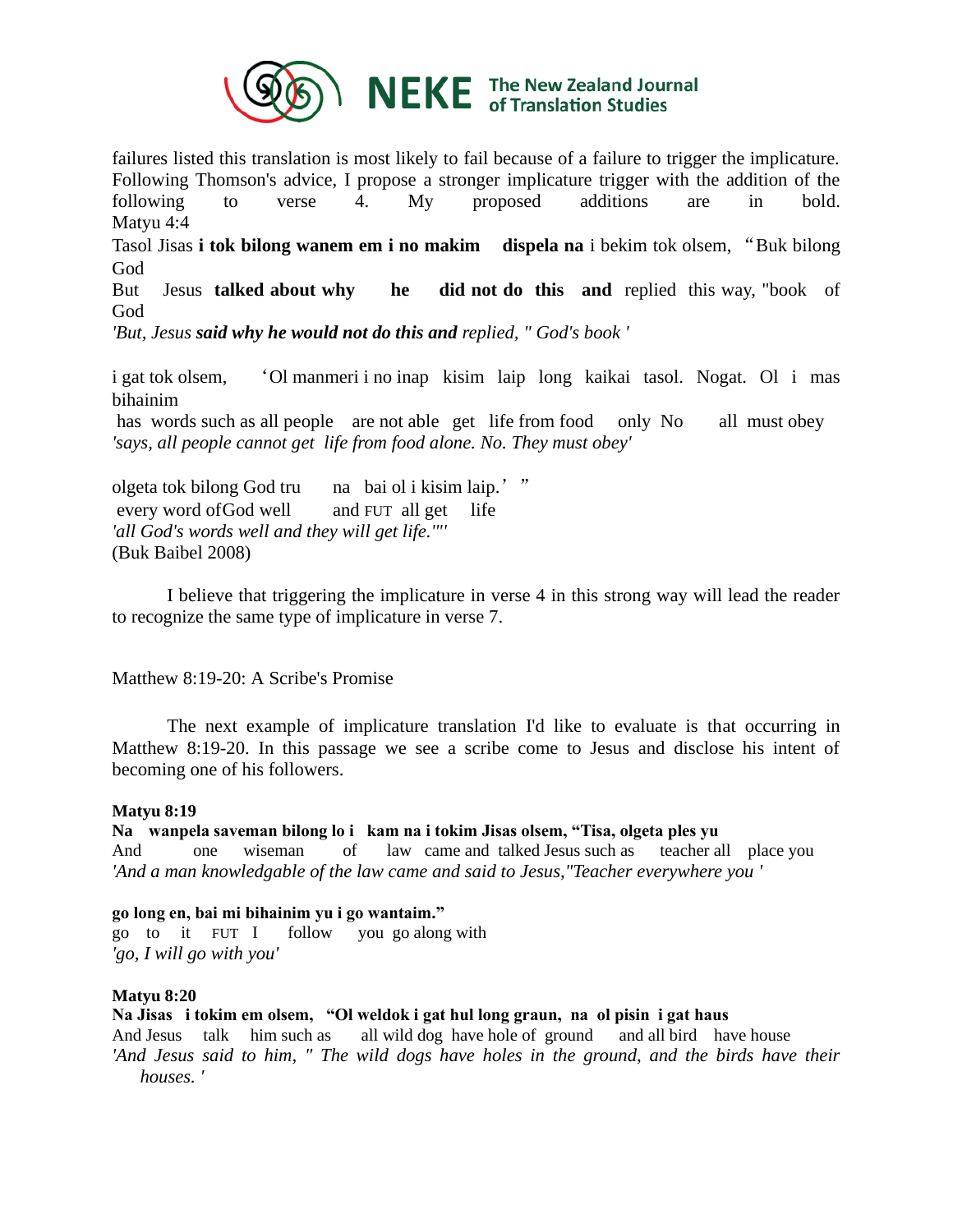failures listed this translation is most likely to fail because of a failure to trigger the implicature. Following Thomson's advice, I propose a stronger implicature trigger with the addition of the following to verse 4. My proposed additions are in bold. Matyu 4:4

Tasol Jisas **i tok bilong wanem em i no makim dispela na** i bekim tok olsem, "Buk bilong God
But Jesus **talked about why he did not do this and** replied this way, "book of God
*'But, Jesus **said why he would not do this and** replied, " God's book '*

i gat tok olsem, 'Ol manmeri i no inap kisim laip long kaikai tasol. Nogat. Ol i mas bihainim
has words such as all people are not able get life from food only No all must obey
*'says, all people cannot get life from food alone. No. They must obey'*

olgeta tok bilong God tru na bai ol i kisim laip.' "
every word of God well and FUT all get life
*'all God's words well and they will get life.""'*
(Buk Baibel 2008)

I believe that triggering the implicature in verse 4 in this strong way will lead the reader to recognize the same type of implicature in verse 7.

Matthew 8:19-20: A Scribe's Promise

The next example of implicature translation I'd like to evaluate is that occurring in Matthew 8:19-20. In this passage we see a scribe come to Jesus and disclose his intent of becoming one of his followers.

**Matyu 8:19**
**Na wanpela saveman bilong lo i kam na i tokim Jisas olsem, "Tisa, olgeta ples yu**
And one wiseman of law came and talked Jesus such as teacher all place you
*'And a man knowledgable of the law came and said to Jesus,"Teacher everywhere you '*

**go long en, bai mi bihainim yu i go wantaim."**
go to it FUT I follow you go along with
*'go, I will go with you'*

**Matyu 8:20**
**Na Jisas i tokim em olsem, "Ol weldok i gat hul long graun, na ol pisin i gat haus**
And Jesus talk him such as all wild dog have hole of ground and all bird have house
*'And Jesus said to him, " The wild dogs have holes in the ground, and the birds have their houses. '*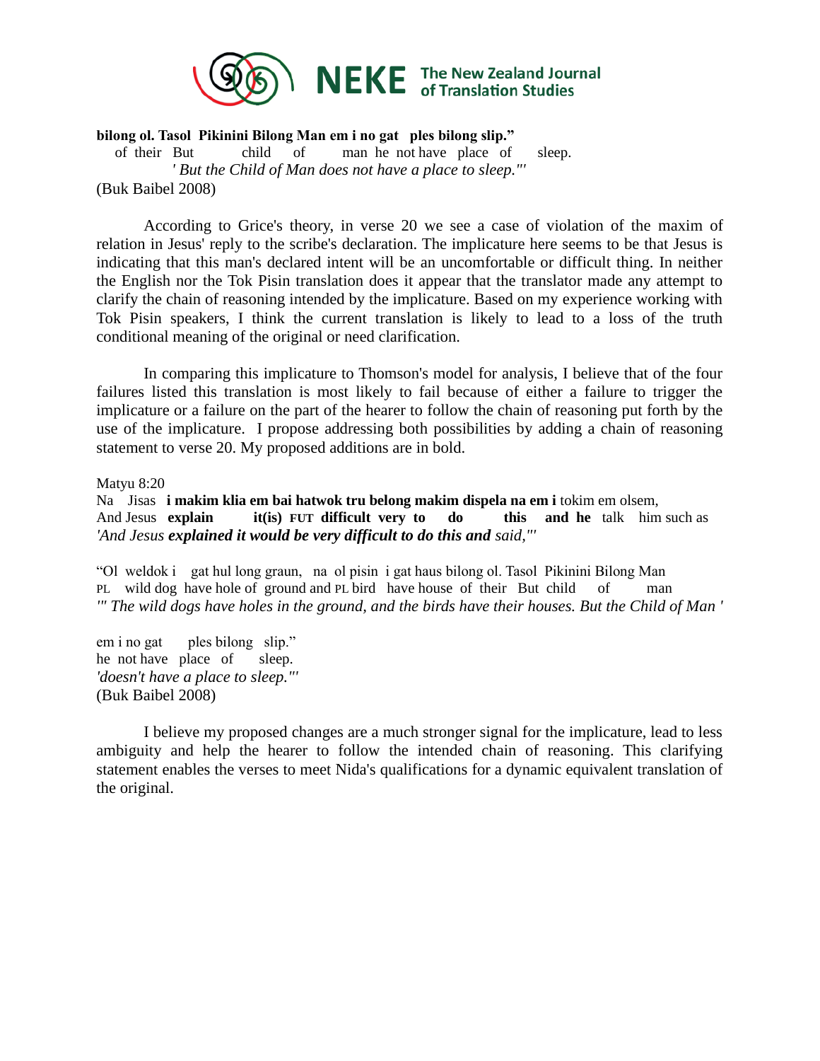**bilong ol. Tasol Pikinini Bilong Man em i no gat ples bilong slip."**
of their But child of man he not have place of sleep.
*' But the Child of Man does not have a place to sleep."'*
(Buk Baibel 2008)

According to Grice's theory, in verse 20 we see a case of violation of the maxim of relation in Jesus' reply to the scribe's declaration. The implicature here seems to be that Jesus is indicating that this man's declared intent will be an uncomfortable or difficult thing. In neither the English nor the Tok Pisin translation does it appear that the translator made any attempt to clarify the chain of reasoning intended by the implicature. Based on my experience working with Tok Pisin speakers, I think the current translation is likely to lead to a loss of the truth conditional meaning of the original or need clarification.

In comparing this implicature to Thomson's model for analysis, I believe that of the four failures listed this translation is most likely to fail because of either a failure to trigger the implicature or a failure on the part of the hearer to follow the chain of reasoning put forth by the use of the implicature. I propose addressing both possibilities by adding a chain of reasoning statement to verse 20. My proposed additions are in bold.

Matyu 8:20
Na Jisas **i makim klia em bai hatwok tru belong makim dispela na em i** tokim em olsem,
And Jesus **explain it(is) FUT difficult very to do this and he** talk him such as
*'And Jesus **explained it would be very difficult to do this and** said,"'*

"Ol weldok i gat hul long graun, na ol pisin i gat haus bilong ol. Tasol Pikinini Bilong Man
PL wild dog have hole of ground and PL bird have house of their But child of man
*'" The wild dogs have holes in the ground, and the birds have their houses. But the Child of Man '*

em i no gat ples bilong slip."
he not have place of sleep.
*'doesn't have a place to sleep."'*
(Buk Baibel 2008)

I believe my proposed changes are a much stronger signal for the implicature, lead to less ambiguity and help the hearer to follow the intended chain of reasoning. This clarifying statement enables the verses to meet Nida's qualifications for a dynamic equivalent translation of the original.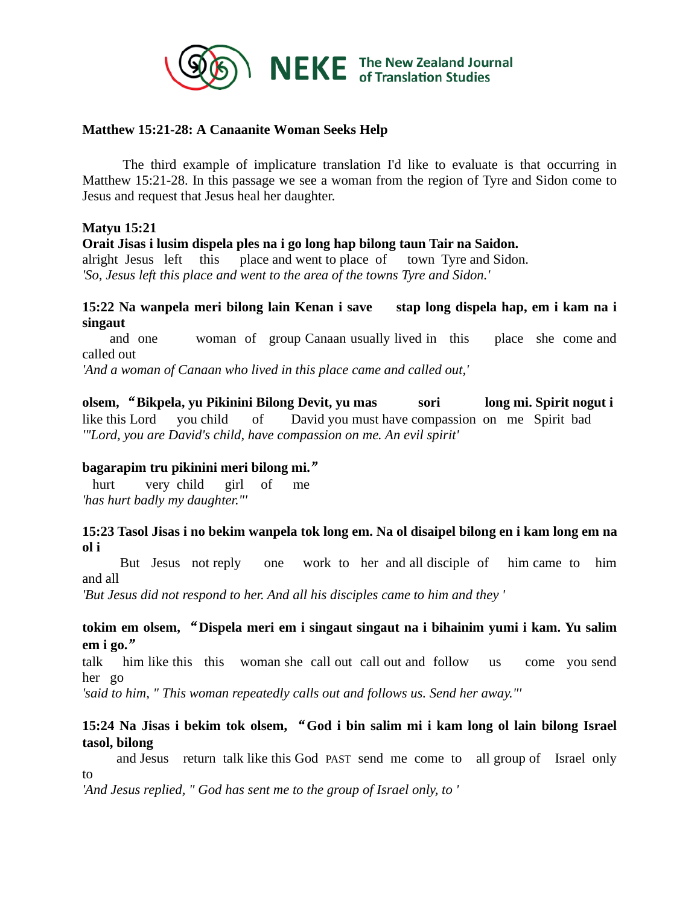**Matthew 15:21-28: A Canaanite Woman Seeks Help**

The third example of implicature translation I'd like to evaluate is that occurring in Matthew 15:21-28. In this passage we see a woman from the region of Tyre and Sidon come to Jesus and request that Jesus heal her daughter.

**Matyu 15:21**

**Orait Jisas i lusim dispela ples na i go long hap bilong taun Tair na Saidon.**
alright Jesus left this place and went to place of town Tyre and Sidon.
*'So, Jesus left this place and went to the area of the towns Tyre and Sidon.'*

**15:22 Na wanpela meri bilong lain Kenan i save stap long dispela hap, em i kam na i singaut**
and one woman of group Canaan usually lived in this place she come and called out
*'And a woman of Canaan who lived in this place came and called out,'*

**olsem, "Bikpela, yu Pikinini Bilong Devit, yu mas sori long mi. Spirit nogut i**
like this Lord you child of David you must have compassion on me Spirit bad
*'"Lord, you are David's child, have compassion on me. An evil spirit'*

**bagarapim tru pikinini meri bilong mi."**
hurt very child girl of me
*'has hurt badly my daughter."'*

**15:23 Tasol Jisas i no bekim wanpela tok long em. Na ol disaipel bilong en i kam long em na ol i**
But Jesus not reply one work to her and all disciple of him came to him and all
*'But Jesus did not respond to her. And all his disciples came to him and they '*

**tokim em olsem, "Dispela meri em i singaut singaut na i bihainim yumi i kam. Yu salim em i go."**
talk him like this this woman she call out call out and follow us come you send her go
*'said to him, " This woman repeatedly calls out and follows us. Send her away."'*

**15:24 Na Jisas i bekim tok olsem, "God i bin salim mi i kam long ol lain bilong Israel tasol, bilong**
and Jesus return talk like this God PAST send me come to all group of Israel only to
*'And Jesus replied, " God has sent me to the group of Israel only, to '*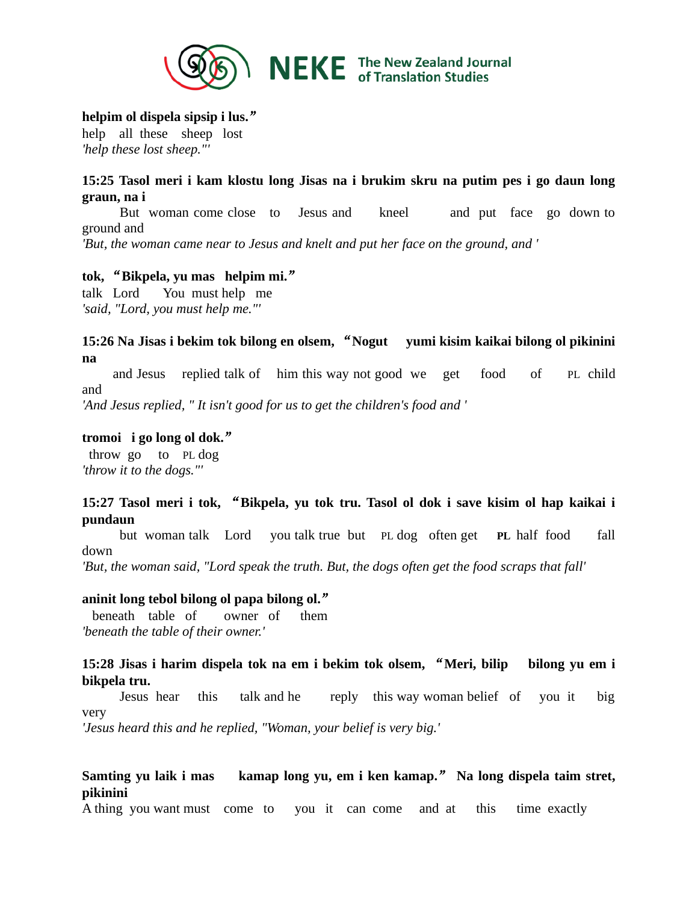**helpim ol dispela sipsip i lus.”**
help all these sheep lost
*'help these lost sheep."'*

**15:25 Tasol meri i kam klostu long Jisas na i brukim skru na putim pes i go daun long graun, na i**
But woman come close to Jesus and kneel and put face go down to ground and
*'But, the woman came near to Jesus and knelt and put her face on the ground, and '*

**tok, “Bikpela, yu mas helpim mi.”**
talk Lord You must help me
*'said, "Lord, you must help me."'*

**15:26 Na Jisas i bekim tok bilong en olsem, “Nogut yumi kisim kaikai bilong ol pikinini na**
and Jesus replied talk of him this way not good we get food of PL child and
*'And Jesus replied, " It isn't good for us to get the children's food and '*

**tromoi i go long ol dok.”**
throw go to PL dog
*'throw it to the dogs."'*

**15:27 Tasol meri i tok, “Bikpela, yu tok tru. Tasol ol dok i save kisim ol hap kaikai i pundaun**
but woman talk Lord you talk true but PL dog often get **PL** half food fall down
*'But, the woman said, "Lord speak the truth. But, the dogs often get the food scraps that fall'*

**aninit long tebol bilong ol papa bilong ol.”**
beneath table of owner of them
*'beneath the table of their owner.'*

**15:28 Jisas i harim dispela tok na em i bekim tok olsem, “Meri, bilip bilong yu em i bikpela tru.**
Jesus hear this talk and he reply this way woman belief of you it big very
*'Jesus heard this and he replied, "Woman, your belief is very big.'*

**Samting yu laik i mas kamap long yu, em i ken kamap.” Na long dispela taim stret, pikinini**
A thing you want must come to you it can come and at this time exactly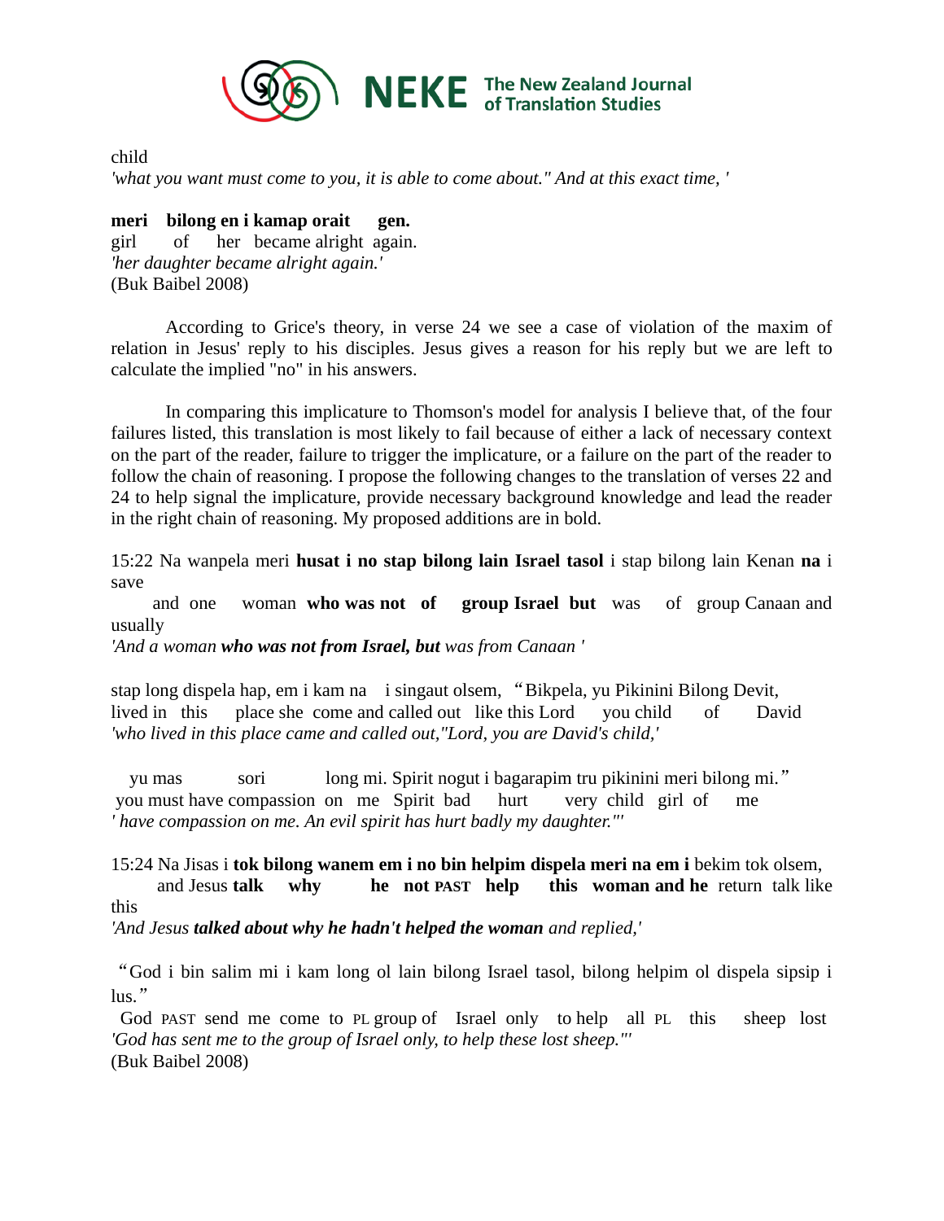child
*'what you want must come to you, it is able to come about." And at this exact time, '*

**meri bilong en i kamap orait gen.**
girl of her became alright again.
*'her daughter became alright again.'*
(Buk Baibel 2008)

According to Grice's theory, in verse 24 we see a case of violation of the maxim of relation in Jesus' reply to his disciples. Jesus gives a reason for his reply but we are left to calculate the implied "no" in his answers.

In comparing this implicature to Thomson's model for analysis I believe that, of the four failures listed, this translation is most likely to fail because of either a lack of necessary context on the part of the reader, failure to trigger the implicature, or a failure on the part of the reader to follow the chain of reasoning. I propose the following changes to the translation of verses 22 and 24 to help signal the implicature, provide necessary background knowledge and lead the reader in the right chain of reasoning. My proposed additions are in bold.

15:22 Na wanpela meri **husat i no stap bilong lain Israel tasol** i stap bilong lain Kenan **na** i save
and one woman **who was not of group Israel but** was of group Canaan and usually
*'And a woman **who was not from Israel, but** was from Canaan '*

stap long dispela hap, em i kam na i singaut olsem, “Bikpela, yu Pikinini Bilong Devit,
lived in this place she come and called out like this Lord you child of David
*'who lived in this place came and called out,"Lord, you are David's child,'*

yu mas sori long mi. Spirit nogut i bagarapim tru pikinini meri bilong mi.”
you must have compassion on me Spirit bad hurt very child girl of me
*' have compassion on me. An evil spirit has hurt badly my daughter."'*

15:24 Na Jisas i **tok bilong wanem em i no bin helpim dispela meri na em i** bekim tok olsem,
and Jesus **talk why he not PAST help this woman and he** return talk like this
*'And Jesus **talked about why he hadn't helped the woman** and replied,'*

“God i bin salim mi i kam long ol lain bilong Israel tasol, bilong helpim ol dispela sipsip i lus.”
God PAST send me come to PL group of Israel only to help all PL this sheep lost
*'God has sent me to the group of Israel only, to help these lost sheep."'*
(Buk Baibel 2008)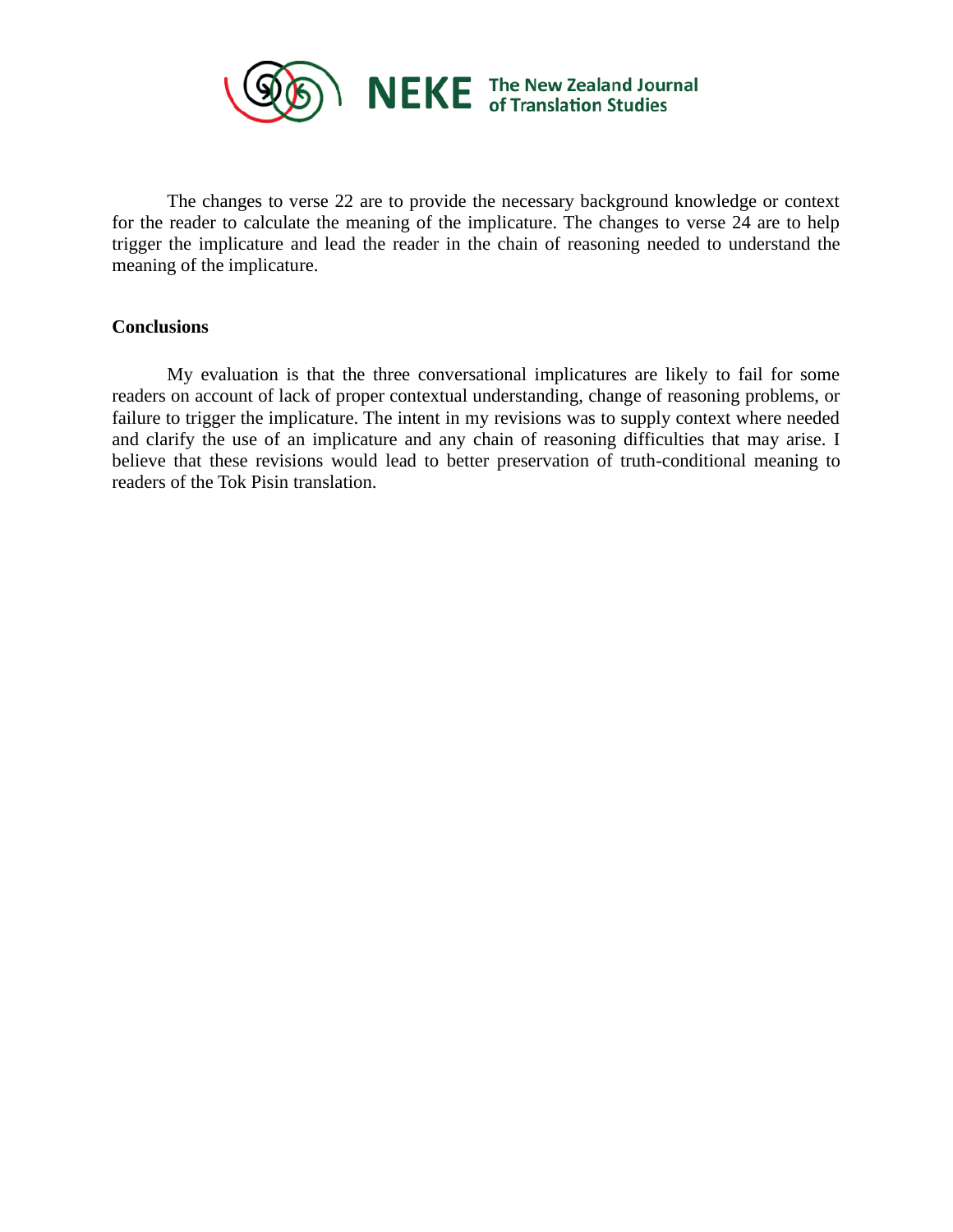The changes to verse 22 are to provide the necessary background knowledge or context for the reader to calculate the meaning of the implicature. The changes to verse 24 are to help trigger the implicature and lead the reader in the chain of reasoning needed to understand the meaning of the implicature.

## Conclusions

My evaluation is that the three conversational implicatures are likely to fail for some readers on account of lack of proper contextual understanding, change of reasoning problems, or failure to trigger the implicature. The intent in my revisions was to supply context where needed and clarify the use of an implicature and any chain of reasoning difficulties that may arise. I believe that these revisions would lead to better preservation of truth-conditional meaning to readers of the Tok Pisin translation.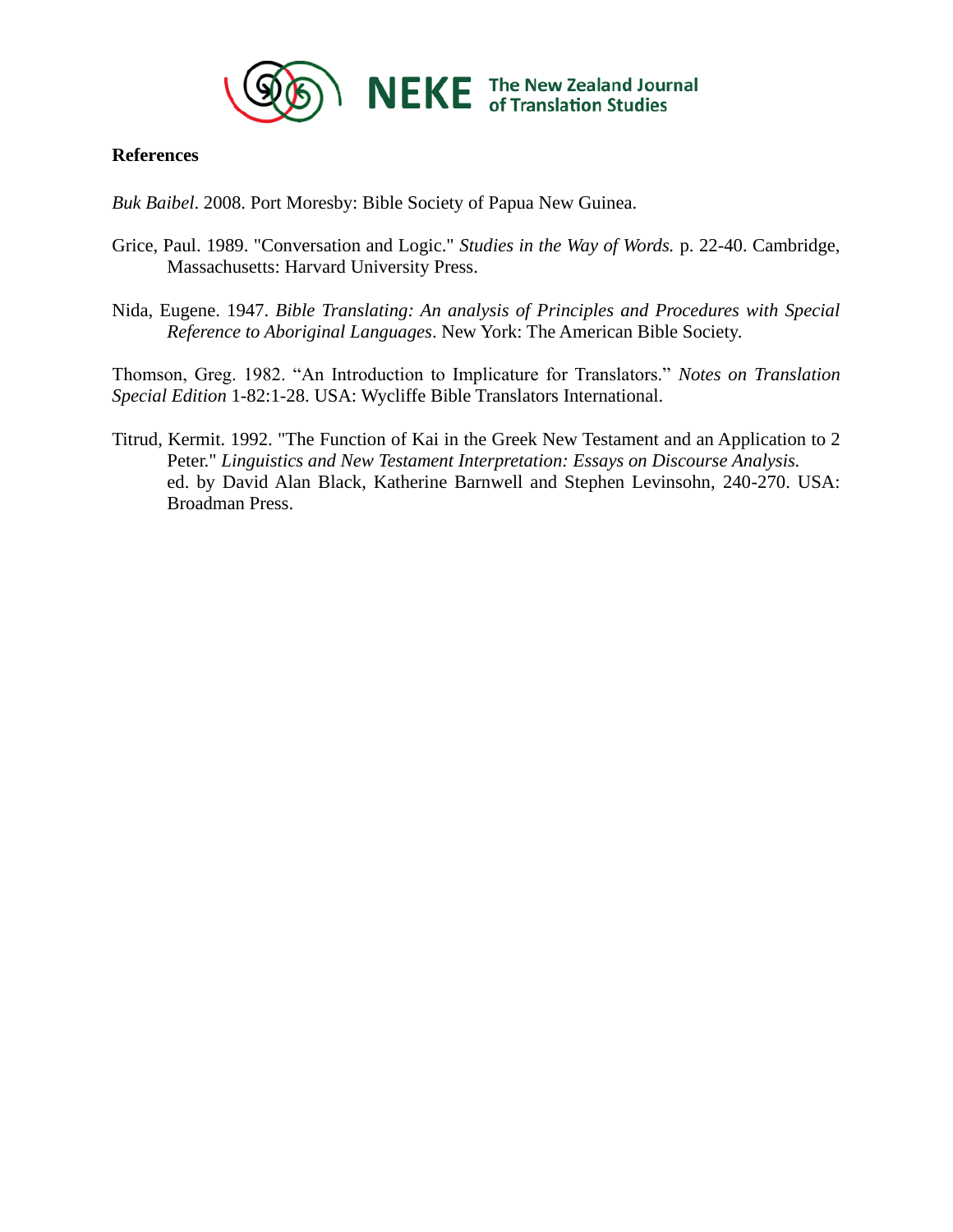**References**

*Buk Baibel*. 2008. Port Moresby: Bible Society of Papua New Guinea.

Grice, Paul. 1989. "Conversation and Logic." *Studies in the Way of Words.* p. 22-40. Cambridge, Massachusetts: Harvard University Press.

Nida, Eugene. 1947. *Bible Translating: An analysis of Principles and Procedures with Special Reference to Aboriginal Languages*. New York: The American Bible Society.

Thomson, Greg. 1982. "An Introduction to Implicature for Translators." *Notes on Translation Special Edition* 1-82:1-28. USA: Wycliffe Bible Translators International.

Titrud, Kermit. 1992. "The Function of Kai in the Greek New Testament and an Application to 2 Peter." *Linguistics and New Testament Interpretation: Essays on Discourse Analysis.* ed. by David Alan Black, Katherine Barnwell and Stephen Levinsohn, 240-270. USA: Broadman Press.